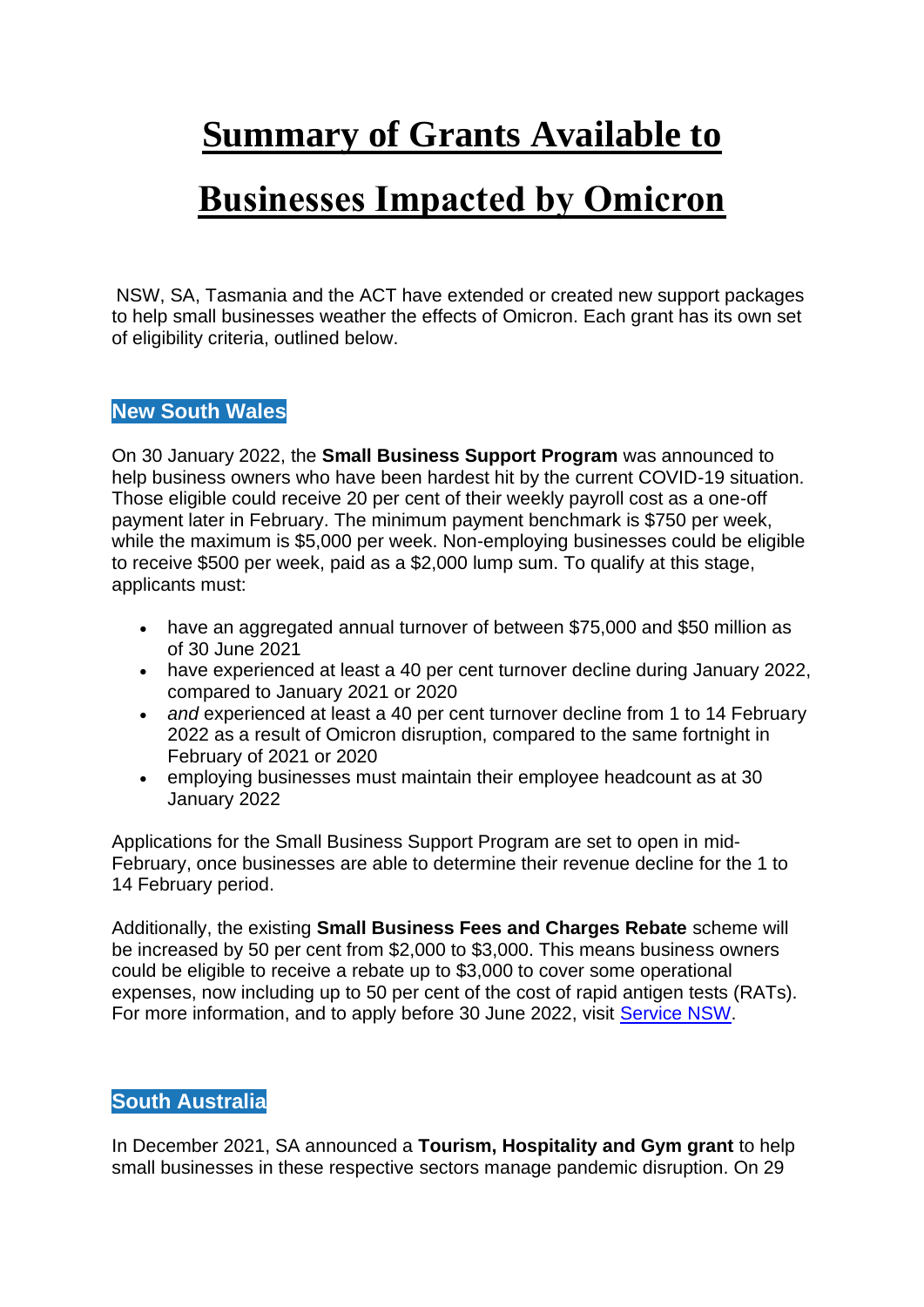# Summary of Grants Available to Businesses Impacted by Omicron

NSW, SA, Tasmania and the ACT have extended or created new support packages to help small businesses weather the effects of Omicron. Each grant has its own set of eligibility criteria, outlined below.

## New South Wales

On 30 January 2022, the **Small Business Support Program** was announced to help business owners who have been hardest hit by the current COVID-19 situation. Those eligible could receive 20 per cent of their weekly payroll cost as a one-off payment later in February. The minimum payment benchmark is $750 per week, while the maximum is $5,000 per week. Non-employing businesses could be eligible to receive $500 per week, paid as a $2,000 lump sum. To qualify at this stage, applicants must:

- have an aggregated annual turnover of between $75,000 and $50 million as of 30 June 2021
- have experienced at least a 40 per cent turnover decline during January 2022, compared to January 2021 or 2020
- *and* experienced at least a 40 per cent turnover decline from 1 to 14 February 2022 as a result of Omicron disruption, compared to the same fortnight in February of 2021 or 2020
- employing businesses must maintain their employee headcount as at 30 January 2022

Applications for the Small Business Support Program are set to open in mid-February, once businesses are able to determine their revenue decline for the 1 to 14 February period.

Additionally, the existing **Small Business Fees and Charges Rebate** scheme will be increased by 50 per cent from $2,000 to $3,000. This means business owners could be eligible to receive a rebate up to $3,000 to cover some operational expenses, now including up to 50 per cent of the cost of rapid antigen tests (RATs). For more information, and to apply before 30 June 2022, visit [Service NSW](Service NSW).

## South Australia

In December 2021, SA announced a **Tourism, Hospitality and Gym grant** to help small businesses in these respective sectors manage pandemic disruption. On 29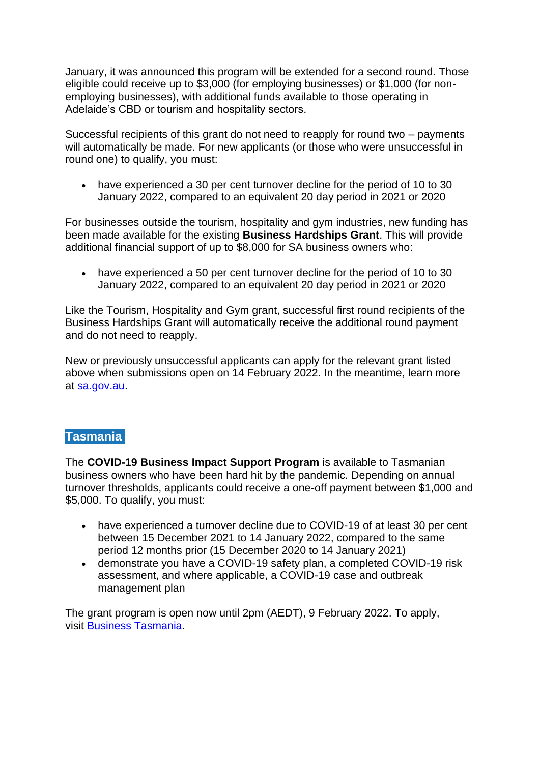January, it was announced this program will be extended for a second round. Those eligible could receive up to $3,000 (for employing businesses) or $1,000 (for non-employing businesses), with additional funds available to those operating in Adelaide's CBD or tourism and hospitality sectors.

Successful recipients of this grant do not need to reapply for round two – payments will automatically be made. For new applicants (or those who were unsuccessful in round one) to qualify, you must:

- have experienced a 30 per cent turnover decline for the period of 10 to 30 January 2022, compared to an equivalent 20 day period in 2021 or 2020

For businesses outside the tourism, hospitality and gym industries, new funding has been made available for the existing **Business Hardships Grant**. This will provide additional financial support of up to $8,000 for SA business owners who:

- have experienced a 50 per cent turnover decline for the period of 10 to 30 January 2022, compared to an equivalent 20 day period in 2021 or 2020

Like the Tourism, Hospitality and Gym grant, successful first round recipients of the Business Hardships Grant will automatically receive the additional round payment and do not need to reapply.

New or previously unsuccessful applicants can apply for the relevant grant listed above when submissions open on 14 February 2022. In the meantime, learn more at [sa.gov.au](sa.gov.au).

## Tasmania

The **COVID-19 Business Impact Support Program** is available to Tasmanian business owners who have been hard hit by the pandemic. Depending on annual turnover thresholds, applicants could receive a one-off payment between $1,000 and $5,000. To qualify, you must:

- have experienced a turnover decline due to COVID-19 of at least 30 per cent between 15 December 2021 to 14 January 2022, compared to the same period 12 months prior (15 December 2020 to 14 January 2021)
- demonstrate you have a COVID-19 safety plan, a completed COVID-19 risk assessment, and where applicable, a COVID-19 case and outbreak management plan

The grant program is open now until 2pm (AEDT), 9 February 2022. To apply, visit Business Tasmania.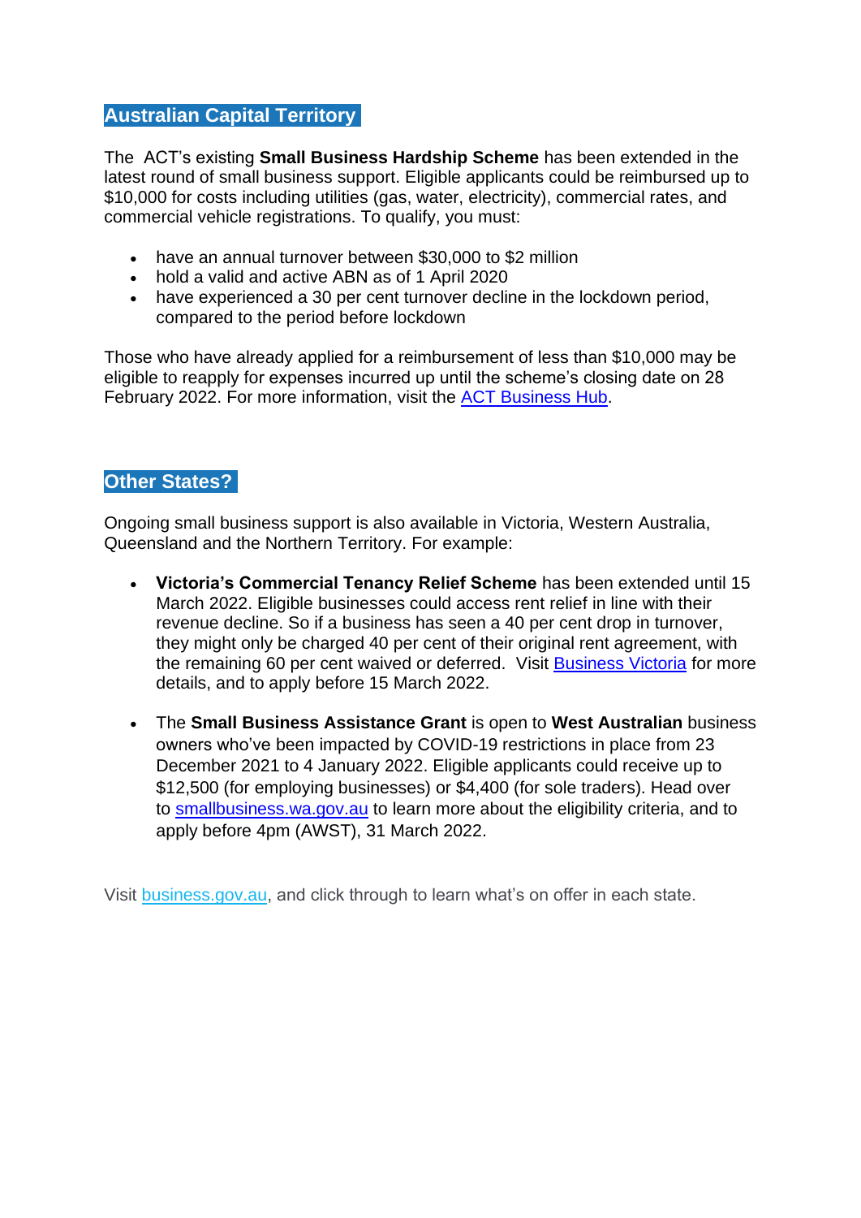## Australian Capital Territory

The ACT's existing **Small Business Hardship Scheme** has been extended in the latest round of small business support. Eligible applicants could be reimbursed up to $10,000 for costs including utilities (gas, water, electricity), commercial rates, and commercial vehicle registrations. To qualify, you must:

- have an annual turnover between $30,000 to $2 million
- hold a valid and active ABN as of 1 April 2020
- have experienced a 30 per cent turnover decline in the lockdown period, compared to the period before lockdown

Those who have already applied for a reimbursement of less than $10,000 may be eligible to reapply for expenses incurred up until the scheme's closing date on 28 February 2022. For more information, visit the ACT Business Hub.

## Other States?

Ongoing small business support is also available in Victoria, Western Australia, Queensland and the Northern Territory. For example:

- **Victoria's Commercial Tenancy Relief Scheme** has been extended until 15 March 2022. Eligible businesses could access rent relief in line with their revenue decline. So if a business has seen a 40 per cent drop in turnover, they might only be charged 40 per cent of their original rent agreement, with the remaining 60 per cent waived or deferred. Visit Business Victoria for more details, and to apply before 15 March 2022.

- The **Small Business Assistance Grant** is open to **West Australian** business owners who've been impacted by COVID-19 restrictions in place from 23 December 2021 to 4 January 2022. Eligible applicants could receive up to $12,500 (for employing businesses) or $4,400 (for sole traders). Head over to smallbusiness.wa.gov.au to learn more about the eligibility criteria, and to apply before 4pm (AWST), 31 March 2022.

Visit business.gov.au, and click through to learn what's on offer in each state.